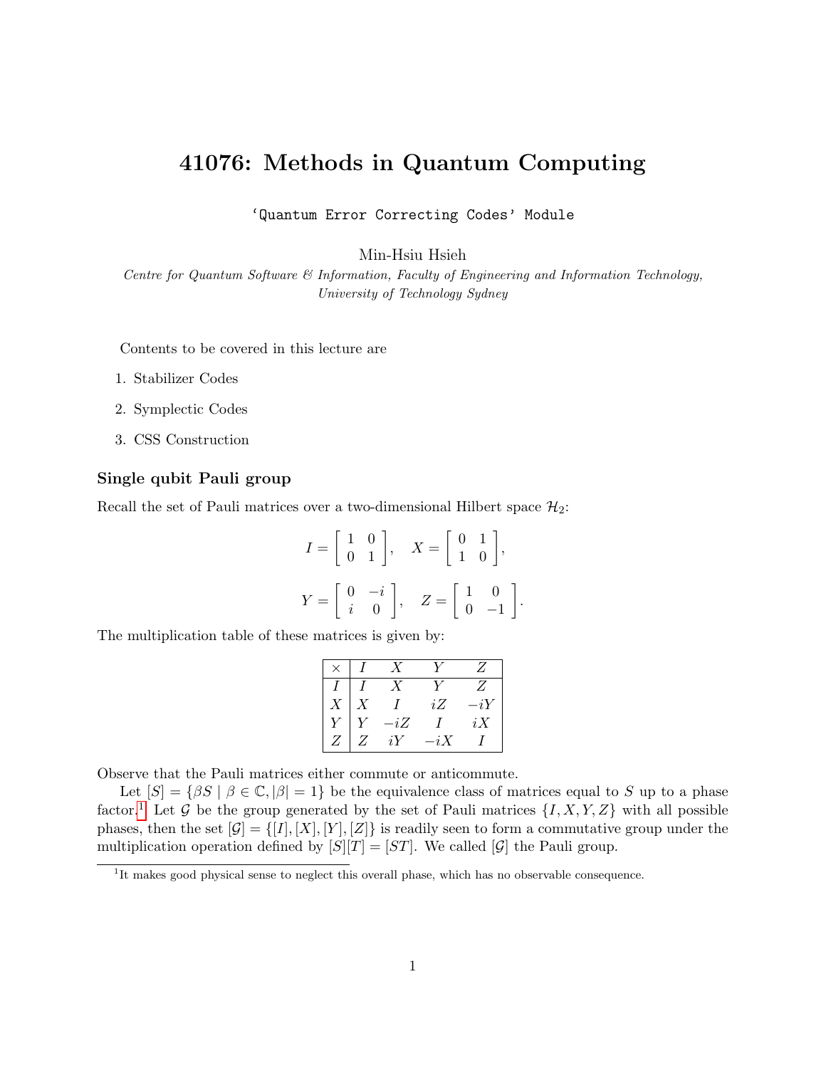# 41076: Methods in Quantum Computing

'Quantum Error Correcting Codes' Module

Min-Hsiu Hsieh

*Centre for Quantum Software & Information, Faculty of Engineering and Information Technology, University of Technology Sydney*

Contents to be covered in this lecture are

1. Stabilizer Codes
2. Symplectic Codes
3. CSS Construction

### Single qubit Pauli group

Recall the set of Pauli matrices over a two-dimensional Hilbert space $\mathcal{H}_2$:

$$I = \begin{bmatrix} 1 & 0 \\ 0 & 1 \end{bmatrix}, \quad X = \begin{bmatrix} 0 & 1 \\ 1 & 0 \end{bmatrix},$$

$$Y = \begin{bmatrix} 0 & -i \\ i & 0 \end{bmatrix}, \quad Z = \begin{bmatrix} 1 & 0 \\ 0 & -1 \end{bmatrix}.$$

The multiplication table of these matrices is given by:

| $\times$ | $I$ | $X$ | $Y$ | $Z$ |
|---|---|---|---|---|
| $I$ | $I$ | $X$ | $Y$ | $Z$ |
| $X$ | $X$ | $I$ | $iZ$ | $-iY$ |
| $Y$ | $Y$ | $-iZ$ | $I$ | $iX$ |
| $Z$ | $Z$ | $iY$ | $-iX$ | $I$ |

Observe that the Pauli matrices either commute or anticommute.

Let $[S] = \{\beta S \mid \beta \in \mathbb{C}, |\beta| = 1\}$ be the equivalence class of matrices equal to $S$ up to a phase factor.[1] Let $\mathcal{G}$ be the group generated by the set of Pauli matrices $\{I, X, Y, Z\}$ with all possible phases, then the set $[\mathcal{G}] = \{[I], [X], [Y], [Z]\}$ is readily seen to form a commutative group under the multiplication operation defined by $[S][T] = [ST]$. We called $[\mathcal{G}]$ the Pauli group.

[1] It makes good physical sense to neglect this overall phase, which has no observable consequence.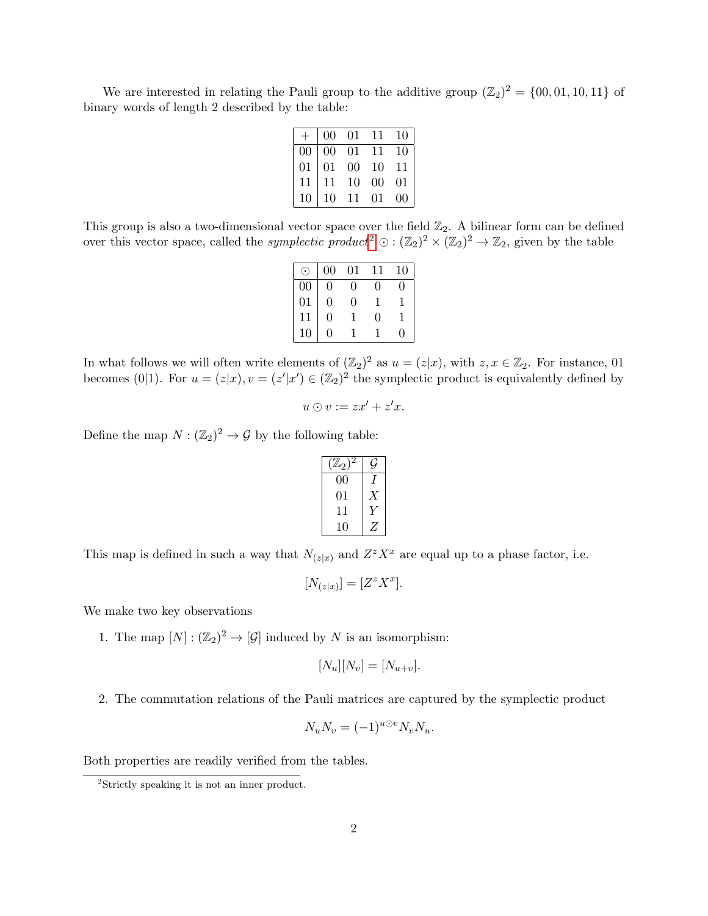We are interested in relating the Pauli group to the additive group $(\mathbb{Z}_2)^2 = \{00, 01, 10, 11\}$ of binary words of length 2 described by the table:

| $+$ | 00 | 01 | 11 | 10 |
|---|---|---|---|---|
| 00 | 00 | 01 | 11 | 10 |
| 01 | 01 | 00 | 10 | 11 |
| 11 | 11 | 10 | 00 | 01 |
| 10 | 10 | 11 | 01 | 00 |

This group is also a two-dimensional vector space over the field $\mathbb{Z}_2$. A bilinear form can be defined over this vector space, called the *symplectic product*[2] $\odot : (\mathbb{Z}_2)^2 \times (\mathbb{Z}_2)^2 \to \mathbb{Z}_2$, given by the table

| $\odot$ | 00 | 01 | 11 | 10 |
|---|---|---|---|---|
| 00 | 0 | 0 | 0 | 0 |
| 01 | 0 | 0 | 1 | 1 |
| 11 | 0 | 1 | 0 | 1 |
| 10 | 0 | 1 | 1 | 0 |

In what follows we will often write elements of $(\mathbb{Z}_2)^2$ as $u = (z|x)$, with $z, x \in \mathbb{Z}_2$. For instance, 01 becomes $(0|1)$. For $u = (z|x), v = (z'|x') \in (\mathbb{Z}_2)^2$ the symplectic product is equivalently defined by

$$u \odot v := zx' + z'x.$$

Define the map $N : (\mathbb{Z}_2)^2 \to \mathcal{G}$ by the following table:

| $(\mathbb{Z}_2)^2$ | $\mathcal{G}$ |
|---|---|
| 00 | $I$ |
| 01 | $X$ |
| 11 | $Y$ |
| 10 | $Z$ |

This map is defined in such a way that $N_{(z|x)}$ and $Z^z X^x$ are equal up to a phase factor, i.e.

$$[N_{(z|x)}] = [Z^z X^x].$$

We make two key observations

1. The map $[N] : (\mathbb{Z}_2)^2 \to [\mathcal{G}]$ induced by $N$ is an isomorphism:
$$[N_u][N_v] = [N_{u+v}].$$

2. The commutation relations of the Pauli matrices are captured by the symplectic product
$$N_u N_v = (-1)^{u \odot v} N_v N_u.$$

Both properties are readily verified from the tables.

[2] Strictly speaking it is not an inner product.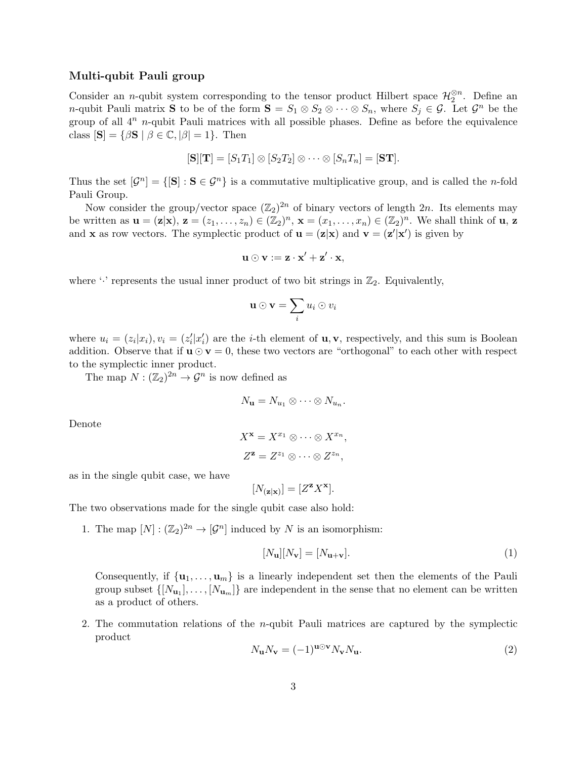### Multi-qubit Pauli group

Consider an $n$-qubit system corresponding to the tensor product Hilbert space $\mathcal{H}_2^{\otimes n}$. Define an $n$-qubit Pauli matrix $\mathbf{S}$ to be of the form $\mathbf{S} = S_1 \otimes S_2 \otimes \cdots \otimes S_n$, where $S_j \in \mathcal{G}$. Let $\mathcal{G}^n$ be the group of all $4^n$ $n$-qubit Pauli matrices with all possible phases. Define as before the equivalence class $[\mathbf{S}] = \{\beta \mathbf{S} \mid \beta \in \mathbb{C}, |\beta| = 1\}$. Then

$$[\mathbf{S}][\mathbf{T}] = [S_1 T_1] \otimes [S_2 T_2] \otimes \cdots \otimes [S_n T_n] = [\mathbf{ST}].$$

Thus the set $[\mathcal{G}^n] = \{[\mathbf{S}] : \mathbf{S} \in \mathcal{G}^n\}$ is a commutative multiplicative group, and is called the $n$-fold Pauli Group.

Now consider the group/vector space $(\mathbb{Z}_2)^{2n}$ of binary vectors of length $2n$. Its elements may be written as $\mathbf{u} = (\mathbf{z}|\mathbf{x})$, $\mathbf{z} = (z_1, \ldots, z_n) \in (\mathbb{Z}_2)^n$, $\mathbf{x} = (x_1, \ldots, x_n) \in (\mathbb{Z}_2)^n$. We shall think of $\mathbf{u}$, $\mathbf{z}$ and $\mathbf{x}$ as row vectors. The symplectic product of $\mathbf{u} = (\mathbf{z}|\mathbf{x})$ and $\mathbf{v} = (\mathbf{z}'|\mathbf{x}')$ is given by

$$\mathbf{u} \odot \mathbf{v} := \mathbf{z} \cdot \mathbf{x}' + \mathbf{z}' \cdot \mathbf{x},$$

where '$\cdot$' represents the usual inner product of two bit strings in $\mathbb{Z}_2$. Equivalently,

$$\mathbf{u} \odot \mathbf{v} = \sum_i u_i \odot v_i$$

where $u_i = (z_i|x_i), v_i = (z_i'|x_i')$ are the $i$-th element of $\mathbf{u}, \mathbf{v}$, respectively, and this sum is Boolean addition. Observe that if $\mathbf{u} \odot \mathbf{v} = 0$, these two vectors are "orthogonal" to each other with respect to the symplectic inner product.

The map $N : (\mathbb{Z}_2)^{2n} \to \mathcal{G}^n$ is now defined as

$$N_{\mathbf{u}} = N_{u_1} \otimes \cdots \otimes N_{u_n}.$$

Denote

$$X^{\mathbf{x}} = X^{x_1} \otimes \cdots \otimes X^{x_n},$$

$$Z^{\mathbf{z}} = Z^{z_1} \otimes \cdots \otimes Z^{z_n},$$

as in the single qubit case, we have

$$[N_{(\mathbf{z}|\mathbf{x})}] = [Z^{\mathbf{z}} X^{\mathbf{x}}].$$

The two observations made for the single qubit case also hold:

1. The map $[N] : (\mathbb{Z}_2)^{2n} \to [\mathcal{G}^n]$ induced by $N$ is an isomorphism:

$$[N_{\mathbf{u}}][N_{\mathbf{v}}] = [N_{\mathbf{u}+\mathbf{v}}]. \tag{1}$$

   Consequently, if $\{\mathbf{u}_1, \ldots, \mathbf{u}_m\}$ is a linearly independent set then the elements of the Pauli group subset $\{[N_{\mathbf{u}_1}], \ldots, [N_{\mathbf{u}_m}]\}$ are independent in the sense that no element can be written as a product of others.

2. The commutation relations of the $n$-qubit Pauli matrices are captured by the symplectic product

$$N_{\mathbf{u}} N_{\mathbf{v}} = (-1)^{\mathbf{u} \odot \mathbf{v}} N_{\mathbf{v}} N_{\mathbf{u}}. \tag{2}$$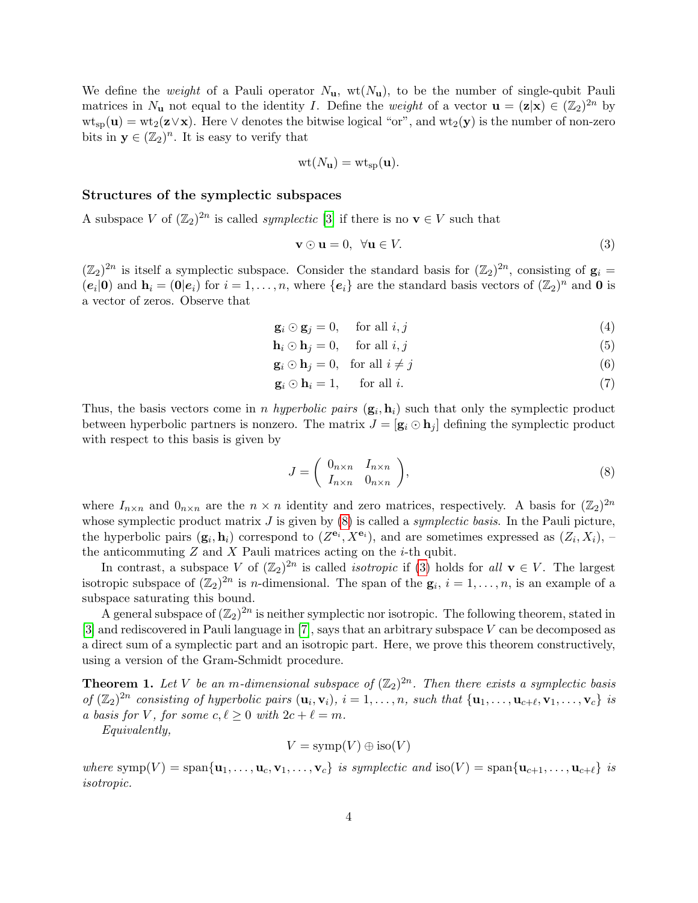We define the *weight* of a Pauli operator $N_{\mathbf{u}}$, $\mathrm{wt}(N_{\mathbf{u}})$, to be the number of single-qubit Pauli matrices in $N_{\mathbf{u}}$ not equal to the identity $I$. Define the *weight* of a vector $\mathbf{u} = (\mathbf{z}|\mathbf{x}) \in (\mathbb{Z}_2)^{2n}$ by $\mathrm{wt}_{\mathrm{sp}}(\mathbf{u}) = \mathrm{wt}_2(\mathbf{z} \vee \mathbf{x})$. Here $\vee$ denotes the bitwise logical "or", and $\mathrm{wt}_2(\mathbf{y})$ is the number of non-zero bits in $\mathbf{y} \in (\mathbb{Z}_2)^n$. It is easy to verify that

$$\mathrm{wt}(N_{\mathbf{u}}) = \mathrm{wt}_{\mathrm{sp}}(\mathbf{u}).$$

### Structures of the symplectic subspaces

A subspace $V$ of $(\mathbb{Z}_2)^{2n}$ is called *symplectic* [3] if there is no $\mathbf{v} \in V$ such that

$$\mathbf{v} \odot \mathbf{u} = 0, \ \ \forall \mathbf{u} \in V. \tag{3}$$

$(\mathbb{Z}_2)^{2n}$ is itself a symplectic subspace. Consider the standard basis for $(\mathbb{Z}_2)^{2n}$, consisting of $\mathbf{g}_i = (\boldsymbol{e}_i|\mathbf{0})$ and $\mathbf{h}_i = (\mathbf{0}|\boldsymbol{e}_i)$ for $i = 1, \ldots, n$, where $\{\boldsymbol{e}_i\}$ are the standard basis vectors of $(\mathbb{Z}_2)^n$ and $\mathbf{0}$ is a vector of zeros. Observe that

$$\mathbf{g}_i \odot \mathbf{g}_j = 0, \quad \text{for all } i, j \tag{4}$$

$$\mathbf{h}_i \odot \mathbf{h}_j = 0, \quad \text{for all } i, j \tag{5}$$

$$\mathbf{g}_i \odot \mathbf{h}_j = 0, \quad \text{for all } i \neq j \tag{6}$$

$$\mathbf{g}_i \odot \mathbf{h}_i = 1, \quad \text{for all } i. \tag{7}$$

Thus, the basis vectors come in $n$ *hyperbolic pairs* $(\mathbf{g}_i, \mathbf{h}_i)$ such that only the symplectic product between hyperbolic partners is nonzero. The matrix $J = [\mathbf{g}_i \odot \mathbf{h}_j]$ defining the symplectic product with respect to this basis is given by

$$J = \begin{pmatrix} 0_{n\times n} & I_{n\times n} \\ I_{n\times n} & 0_{n\times n} \end{pmatrix}, \tag{8}$$

where $I_{n\times n}$ and $0_{n\times n}$ are the $n \times n$ identity and zero matrices, respectively. A basis for $(\mathbb{Z}_2)^{2n}$ whose symplectic product matrix $J$ is given by (8) is called a *symplectic basis*. In the Pauli picture, the hyperbolic pairs $(\mathbf{g}_i, \mathbf{h}_i)$ correspond to $(Z^{\mathbf{e}_i}, X^{\mathbf{e}_i})$, and are sometimes expressed as $(Z_i, X_i)$, – the anticommuting $Z$ and $X$ Pauli matrices acting on the $i$-th qubit.

In contrast, a subspace $V$ of $(\mathbb{Z}_2)^{2n}$ is called *isotropic* if (3) holds for *all* $\mathbf{v} \in V$. The largest isotropic subspace of $(\mathbb{Z}_2)^{2n}$ is $n$-dimensional. The span of the $\mathbf{g}_i$, $i = 1, \ldots, n$, is an example of a subspace saturating this bound.

A general subspace of $(\mathbb{Z}_2)^{2n}$ is neither symplectic nor isotropic. The following theorem, stated in [3] and rediscovered in Pauli language in [7], says that an arbitrary subspace $V$ can be decomposed as a direct sum of a symplectic part and an isotropic part. Here, we prove this theorem constructively, using a version of the Gram-Schmidt procedure.

**Theorem 1.** *Let $V$ be an $m$-dimensional subspace of $(\mathbb{Z}_2)^{2n}$. Then there exists a symplectic basis of $(\mathbb{Z}_2)^{2n}$ consisting of hyperbolic pairs $(\mathbf{u}_i, \mathbf{v}_i)$, $i = 1, \ldots, n$, such that $\{\mathbf{u}_1, \ldots, \mathbf{u}_{c+\ell}, \mathbf{v}_1, \ldots, \mathbf{v}_c\}$ is a basis for $V$, for some $c, \ell \geq 0$ with $2c + \ell = m$.*

*Equivalently,*

$$V = \mathrm{symp}(V) \oplus \mathrm{iso}(V)$$

*where $\mathrm{symp}(V) = \mathrm{span}\{\mathbf{u}_1, \ldots, \mathbf{u}_c, \mathbf{v}_1, \ldots, \mathbf{v}_c\}$ is symplectic and $\mathrm{iso}(V) = \mathrm{span}\{\mathbf{u}_{c+1}, \ldots, \mathbf{u}_{c+\ell}\}$ is isotropic.*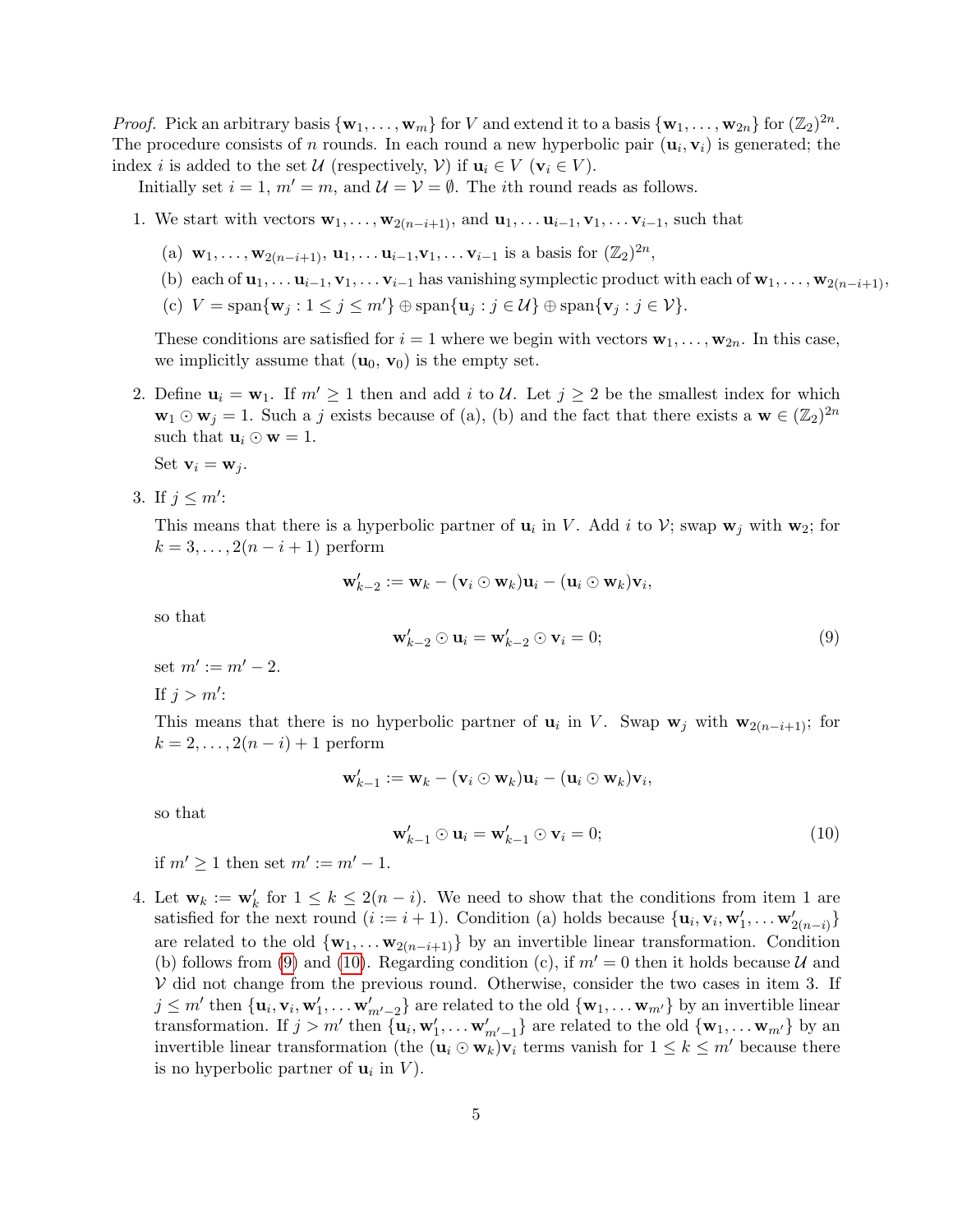*Proof.* Pick an arbitrary basis $\{\mathbf{w}_1, \ldots, \mathbf{w}_m\}$ for $V$ and extend it to a basis $\{\mathbf{w}_1, \ldots, \mathbf{w}_{2n}\}$ for $(\mathbb{Z}_2)^{2n}$. The procedure consists of $n$ rounds. In each round a new hyperbolic pair $(\mathbf{u}_i, \mathbf{v}_i)$ is generated; the index $i$ is added to the set $\mathcal{U}$ (respectively, $\mathcal{V}$) if $\mathbf{u}_i \in V$ ($\mathbf{v}_i \in V$).

Initially set $i = 1$, $m' = m$, and $\mathcal{U} = \mathcal{V} = \emptyset$. The $i$th round reads as follows.

1. We start with vectors $\mathbf{w}_1, \ldots, \mathbf{w}_{2(n-i+1)}$, and $\mathbf{u}_1, \ldots \mathbf{u}_{i-1}, \mathbf{v}_1, \ldots \mathbf{v}_{i-1}$, such that

   (a) $\mathbf{w}_1, \ldots, \mathbf{w}_{2(n-i+1)}$, $\mathbf{u}_1, \ldots \mathbf{u}_{i-1}$,$\mathbf{v}_1, \ldots \mathbf{v}_{i-1}$ is a basis for $(\mathbb{Z}_2)^{2n}$,

   (b) each of $\mathbf{u}_1, \ldots \mathbf{u}_{i-1}, \mathbf{v}_1, \ldots \mathbf{v}_{i-1}$ has vanishing symplectic product with each of $\mathbf{w}_1, \ldots, \mathbf{w}_{2(n-i+1)}$,

   (c) $V = \mathrm{span}\{\mathbf{w}_j : 1 \leq j \leq m'\} \oplus \mathrm{span}\{\mathbf{u}_j : j \in \mathcal{U}\} \oplus \mathrm{span}\{\mathbf{v}_j : j \in \mathcal{V}\}$.

   These conditions are satisfied for $i = 1$ where we begin with vectors $\mathbf{w}_1, \ldots, \mathbf{w}_{2n}$. In this case, we implicitly assume that $(\mathbf{u}_0, \mathbf{v}_0)$ is the empty set.

2. Define $\mathbf{u}_i = \mathbf{w}_1$. If $m' \geq 1$ then and add $i$ to $\mathcal{U}$. Let $j \geq 2$ be the smallest index for which $\mathbf{w}_1 \odot \mathbf{w}_j = 1$. Such a $j$ exists because of (a), (b) and the fact that there exists a $\mathbf{w} \in (\mathbb{Z}_2)^{2n}$ such that $\mathbf{u}_i \odot \mathbf{w} = 1$.

   Set $\mathbf{v}_i = \mathbf{w}_j$.

3. If $j \leq m'$:

   This means that there is a hyperbolic partner of $\mathbf{u}_i$ in $V$. Add $i$ to $\mathcal{V}$; swap $\mathbf{w}_j$ with $\mathbf{w}_2$; for $k = 3, \ldots, 2(n-i+1)$ perform
   $$\mathbf{w}'_{k-2} := \mathbf{w}_k - (\mathbf{v}_i \odot \mathbf{w}_k)\mathbf{u}_i - (\mathbf{u}_i \odot \mathbf{w}_k)\mathbf{v}_i,$$
   so that
   $$\mathbf{w}'_{k-2} \odot \mathbf{u}_i = \mathbf{w}'_{k-2} \odot \mathbf{v}_i = 0; \tag{9}$$
   set $m' := m' - 2$.

   If $j > m'$:

   This means that there is no hyperbolic partner of $\mathbf{u}_i$ in $V$. Swap $\mathbf{w}_j$ with $\mathbf{w}_{2(n-i+1)}$; for $k = 2, \ldots, 2(n-i)+1$ perform
   $$\mathbf{w}'_{k-1} := \mathbf{w}_k - (\mathbf{v}_i \odot \mathbf{w}_k)\mathbf{u}_i - (\mathbf{u}_i \odot \mathbf{w}_k)\mathbf{v}_i,$$
   so that
   $$\mathbf{w}'_{k-1} \odot \mathbf{u}_i = \mathbf{w}'_{k-1} \odot \mathbf{v}_i = 0; \tag{10}$$
   if $m' \geq 1$ then set $m' := m' - 1$.

4. Let $\mathbf{w}_k := \mathbf{w}'_k$ for $1 \leq k \leq 2(n-i)$. We need to show that the conditions from item 1 are satisfied for the next round ($i := i+1$). Condition (a) holds because $\{\mathbf{u}_i, \mathbf{v}_i, \mathbf{w}'_1, \ldots \mathbf{w}'_{2(n-i)}\}$ are related to the old $\{\mathbf{w}_1, \ldots \mathbf{w}_{2(n-i+1)}\}$ by an invertible linear transformation. Condition (b) follows from (9) and (10). Regarding condition (c), if $m' = 0$ then it holds because $\mathcal{U}$ and $\mathcal{V}$ did not change from the previous round. Otherwise, consider the two cases in item 3. If $j \leq m'$ then $\{\mathbf{u}_i, \mathbf{v}_i, \mathbf{w}'_1, \ldots \mathbf{w}'_{m'-2}\}$ are related to the old $\{\mathbf{w}_1, \ldots \mathbf{w}_{m'}\}$ by an invertible linear transformation. If $j > m'$ then $\{\mathbf{u}_i, \mathbf{w}'_1, \ldots \mathbf{w}'_{m'-1}\}$ are related to the old $\{\mathbf{w}_1, \ldots \mathbf{w}_{m'}\}$ by an invertible linear transformation (the $(\mathbf{u}_i \odot \mathbf{w}_k)\mathbf{v}_i$ terms vanish for $1 \leq k \leq m'$ because there is no hyperbolic partner of $\mathbf{u}_i$ in $V$).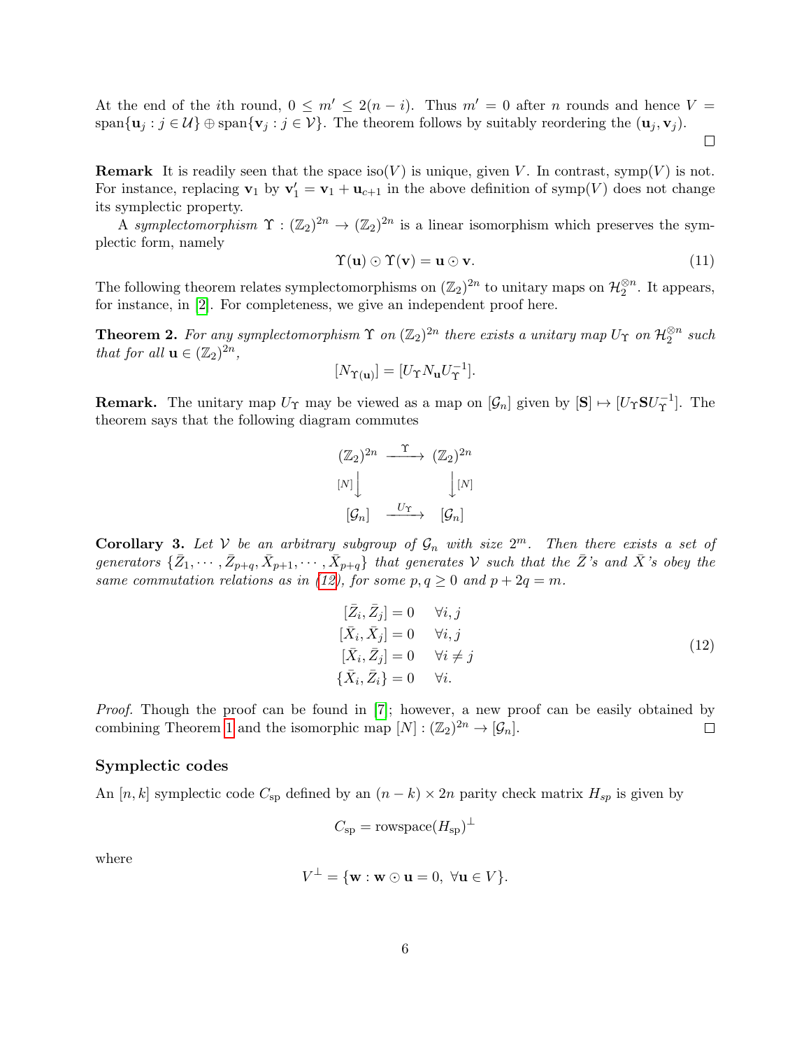At the end of the $i$th round, $0 \le m' \le 2(n-i)$. Thus $m' = 0$ after $n$ rounds and hence $V = \text{span}\{\mathbf{u}_j : j \in \mathcal{U}\} \oplus \text{span}\{\mathbf{v}_j : j \in \mathcal{V}\}$. The theorem follows by suitably reordering the $(\mathbf{u}_j, \mathbf{v}_j)$. $\square$

**Remark** It is readily seen that the space $\text{iso}(V)$ is unique, given $V$. In contrast, $\text{symp}(V)$ is not. For instance, replacing $\mathbf{v}_1$ by $\mathbf{v}_1' = \mathbf{v}_1 + \mathbf{u}_{c+1}$ in the above definition of $\text{symp}(V)$ does not change its symplectic property.

A *symplectomorphism* $\Upsilon : (\mathbb{Z}_2)^{2n} \to (\mathbb{Z}_2)^{2n}$ is a linear isomorphism which preserves the symplectic form, namely

$$\Upsilon(\mathbf{u}) \odot \Upsilon(\mathbf{v}) = \mathbf{u} \odot \mathbf{v}. \tag{11}$$

The following theorem relates symplectomorphisms on $(\mathbb{Z}_2)^{2n}$ to unitary maps on $\mathcal{H}_2^{\otimes n}$. It appears, for instance, in [2]. For completeness, we give an independent proof here.

**Theorem 2.** *For any symplectomorphism $\Upsilon$ on $(\mathbb{Z}_2)^{2n}$ there exists a unitary map $U_\Upsilon$ on $\mathcal{H}_2^{\otimes n}$ such that for all $\mathbf{u} \in (\mathbb{Z}_2)^{2n}$,*

$$[N_{\Upsilon(\mathbf{u})}] = [U_\Upsilon N_{\mathbf{u}} U_\Upsilon^{-1}].$$

**Remark.** The unitary map $U_\Upsilon$ may be viewed as a map on $[\mathcal{G}_n]$ given by $[\mathbf{S}] \mapsto [U_\Upsilon \mathbf{S} U_\Upsilon^{-1}]$. The theorem says that the following diagram commutes

$$\begin{array}{ccc}
(\mathbb{Z}_2)^{2n} & \xrightarrow{\Upsilon} & (\mathbb{Z}_2)^{2n} \\
{\scriptstyle [N]}\downarrow & & \downarrow{\scriptstyle [N]} \\
[\mathcal{G}_n] & \xrightarrow{U_\Upsilon} & [\mathcal{G}_n]
\end{array}$$

**Corollary 3.** *Let $\mathcal{V}$ be an arbitrary subgroup of $\mathcal{G}_n$ with size $2^m$. Then there exists a set of generators $\{\bar{Z}_1, \cdots, \bar{Z}_{p+q}, \bar{X}_{p+1}, \cdots, \bar{X}_{p+q}\}$ that generates $\mathcal{V}$ such that the $\bar{Z}$'s and $\bar{X}$'s obey the same commutation relations as in (12), for some $p, q \ge 0$ and $p + 2q = m$.*

$$\begin{aligned}
[\bar{Z}_i, \bar{Z}_j] &= 0 \quad \forall i, j \\
[\bar{X}_i, \bar{X}_j] &= 0 \quad \forall i, j \\
[\bar{X}_i, \bar{Z}_j] &= 0 \quad \forall i \ne j \\
\{\bar{X}_i, \bar{Z}_i\} &= 0 \quad \forall i.
\end{aligned} \tag{12}$$

*Proof.* Though the proof can be found in [7]; however, a new proof can be easily obtained by combining Theorem 1 and the isomorphic map $[N] : (\mathbb{Z}_2)^{2n} \to [\mathcal{G}_n]$. $\square$

### Symplectic codes

An $[n, k]$ symplectic code $C_{\text{sp}}$ defined by an $(n-k) \times 2n$ parity check matrix $H_{sp}$ is given by

$$C_{\text{sp}} = \text{rowspace}(H_{\text{sp}})^\perp$$

where

$$V^\perp = \{\mathbf{w} : \mathbf{w} \odot \mathbf{u} = 0, \ \forall \mathbf{u} \in V\}.$$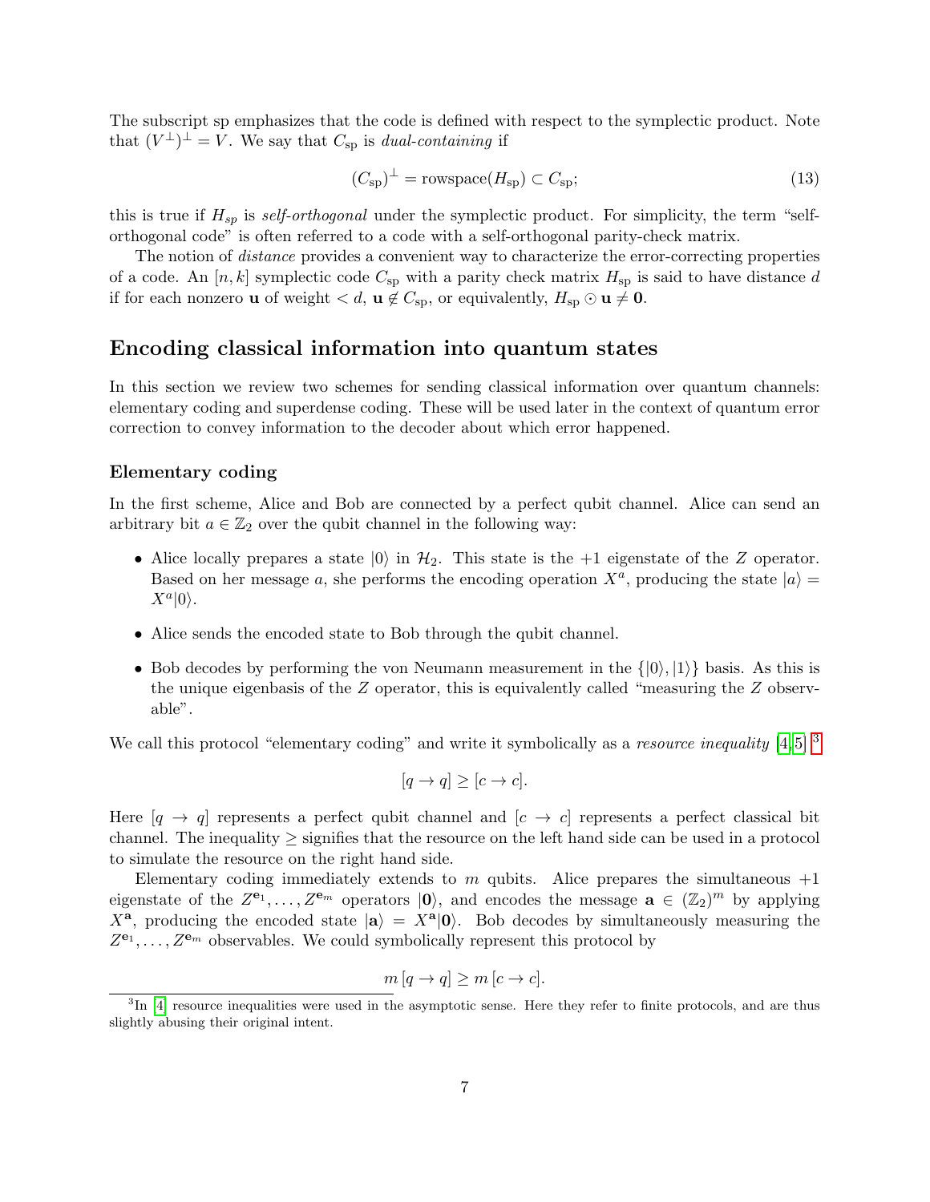The subscript sp emphasizes that the code is defined with respect to the symplectic product. Note that $(V^{\perp})^{\perp} = V$. We say that $C_{\rm sp}$ is *dual-containing* if

$$(C_{\rm sp})^{\perp} = \text{rowspace}(H_{\rm sp}) \subset C_{\rm sp}; \tag{13}$$

this is true if $H_{sp}$ is *self-orthogonal* under the symplectic product. For simplicity, the term "self-orthogonal code" is often referred to a code with a self-orthogonal parity-check matrix.

The notion of *distance* provides a convenient way to characterize the error-correcting properties of a code. An $[n, k]$ symplectic code $C_{\rm sp}$ with a parity check matrix $H_{\rm sp}$ is said to have distance $d$ if for each nonzero $\mathbf{u}$ of weight $< d$, $\mathbf{u} \notin C_{\rm sp}$, or equivalently, $H_{\rm sp} \odot \mathbf{u} \neq \mathbf{0}$.

## Encoding classical information into quantum states

In this section we review two schemes for sending classical information over quantum channels: elementary coding and superdense coding. These will be used later in the context of quantum error correction to convey information to the decoder about which error happened.

### Elementary coding

In the first scheme, Alice and Bob are connected by a perfect qubit channel. Alice can send an arbitrary bit $a \in \mathbb{Z}_2$ over the qubit channel in the following way:

- Alice locally prepares a state $|0\rangle$ in $\mathcal{H}_2$. This state is the $+1$ eigenstate of the $Z$ operator. Based on her message $a$, she performs the encoding operation $X^a$, producing the state $|a\rangle = X^a|0\rangle$.
- Alice sends the encoded state to Bob through the qubit channel.
- Bob decodes by performing the von Neumann measurement in the $\{|0\rangle, |1\rangle\}$ basis. As this is the unique eigenbasis of the $Z$ operator, this is equivalently called "measuring the $Z$ observable".

We call this protocol "elementary coding" and write it symbolically as a *resource inequality* [4,5] [3]

$$[q \to q] \geq [c \to c].$$

Here $[q \to q]$ represents a perfect qubit channel and $[c \to c]$ represents a perfect classical bit channel. The inequality $\geq$ signifies that the resource on the left hand side can be used in a protocol to simulate the resource on the right hand side.

Elementary coding immediately extends to $m$ qubits. Alice prepares the simultaneous $+1$ eigenstate of the $Z^{\mathbf{e}_1}, \ldots, Z^{\mathbf{e}_m}$ operators $|\mathbf{0}\rangle$, and encodes the message $\mathbf{a} \in (\mathbb{Z}_2)^m$ by applying $X^{\mathbf{a}}$, producing the encoded state $|\mathbf{a}\rangle = X^{\mathbf{a}}|\mathbf{0}\rangle$. Bob decodes by simultaneously measuring the $Z^{\mathbf{e}_1}, \ldots, Z^{\mathbf{e}_m}$ observables. We could symbolically represent this protocol by

$$m\,[q \to q] \geq m\,[c \to c].$$

[3] In [4] resource inequalities were used in the asymptotic sense. Here they refer to finite protocols, and are thus slightly abusing their original intent.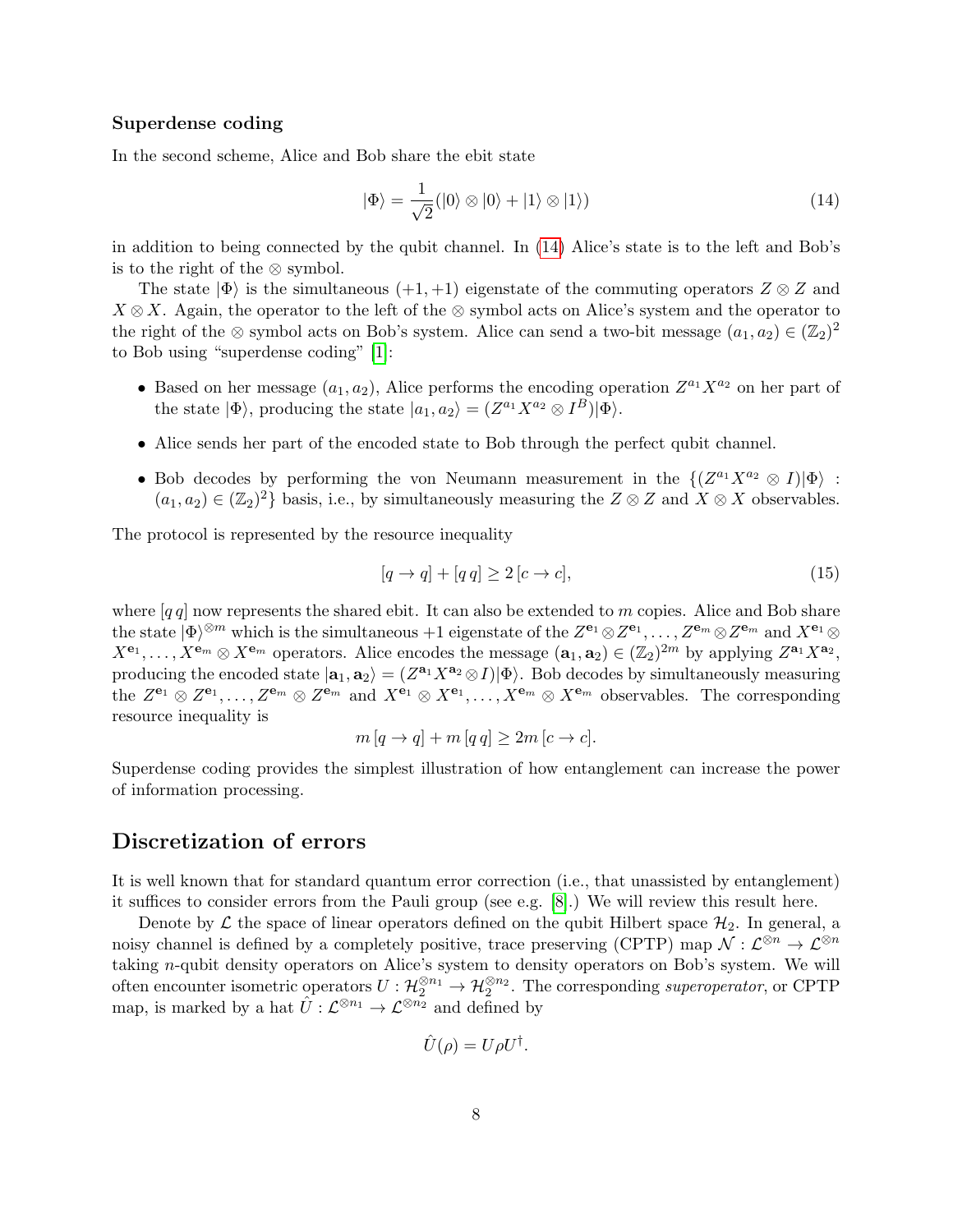### Superdense coding

In the second scheme, Alice and Bob share the ebit state

$$|\Phi\rangle = \frac{1}{\sqrt{2}}(|0\rangle \otimes |0\rangle + |1\rangle \otimes |1\rangle) \tag{14}$$

in addition to being connected by the qubit channel. In (14) Alice's state is to the left and Bob's is to the right of the $\otimes$ symbol.

The state $|\Phi\rangle$ is the simultaneous $(+1, +1)$ eigenstate of the commuting operators $Z \otimes Z$ and $X \otimes X$. Again, the operator to the left of the $\otimes$ symbol acts on Alice's system and the operator to the right of the $\otimes$ symbol acts on Bob's system. Alice can send a two-bit message $(a_1, a_2) \in (\mathbb{Z}_2)^2$ to Bob using "superdense coding" [1]:

- Based on her message $(a_1, a_2)$, Alice performs the encoding operation $Z^{a_1} X^{a_2}$ on her part of the state $|\Phi\rangle$, producing the state $|a_1, a_2\rangle = (Z^{a_1} X^{a_2} \otimes I^B)|\Phi\rangle$.
- Alice sends her part of the encoded state to Bob through the perfect qubit channel.
- Bob decodes by performing the von Neumann measurement in the $\{(Z^{a_1} X^{a_2} \otimes I)|\Phi\rangle : (a_1, a_2) \in (\mathbb{Z}_2)^2\}$ basis, i.e., by simultaneously measuring the $Z \otimes Z$ and $X \otimes X$ observables.

The protocol is represented by the resource inequality

$$[q \to q] + [q\, q] \geq 2\, [c \to c], \tag{15}$$

where $[q\, q]$ now represents the shared ebit. It can also be extended to $m$ copies. Alice and Bob share the state $|\Phi\rangle^{\otimes m}$ which is the simultaneous $+1$ eigenstate of the $Z^{\mathbf{e}_1} \otimes Z^{\mathbf{e}_1}, \ldots, Z^{\mathbf{e}_m} \otimes Z^{\mathbf{e}_m}$ and $X^{\mathbf{e}_1} \otimes X^{\mathbf{e}_1}, \ldots, X^{\mathbf{e}_m} \otimes X^{\mathbf{e}_m}$ operators. Alice encodes the message $(\mathbf{a}_1, \mathbf{a}_2) \in (\mathbb{Z}_2)^{2m}$ by applying $Z^{\mathbf{a}_1} X^{\mathbf{a}_2}$, producing the encoded state $|\mathbf{a}_1, \mathbf{a}_2\rangle = (Z^{\mathbf{a}_1} X^{\mathbf{a}_2} \otimes I)|\Phi\rangle$. Bob decodes by simultaneously measuring the $Z^{\mathbf{e}_1} \otimes Z^{\mathbf{e}_1}, \ldots, Z^{\mathbf{e}_m} \otimes Z^{\mathbf{e}_m}$ and $X^{\mathbf{e}_1} \otimes X^{\mathbf{e}_1}, \ldots, X^{\mathbf{e}_m} \otimes X^{\mathbf{e}_m}$ observables. The corresponding resource inequality is

$$m\, [q \to q] + m\, [q\, q] \geq 2m\, [c \to c].$$

Superdense coding provides the simplest illustration of how entanglement can increase the power of information processing.

## Discretization of errors

It is well known that for standard quantum error correction (i.e., that unassisted by entanglement) it suffices to consider errors from the Pauli group (see e.g. [8].) We will review this result here.

Denote by $\mathcal{L}$ the space of linear operators defined on the qubit Hilbert space $\mathcal{H}_2$. In general, a noisy channel is defined by a completely positive, trace preserving (CPTP) map $\mathcal{N} : \mathcal{L}^{\otimes n} \to \mathcal{L}^{\otimes n}$ taking $n$-qubit density operators on Alice's system to density operators on Bob's system. We will often encounter isometric operators $U : \mathcal{H}_2^{\otimes n_1} \to \mathcal{H}_2^{\otimes n_2}$. The corresponding *superoperator*, or CPTP map, is marked by a hat $\hat{U} : \mathcal{L}^{\otimes n_1} \to \mathcal{L}^{\otimes n_2}$ and defined by

$$\hat{U}(\rho) = U \rho U^{\dagger}.$$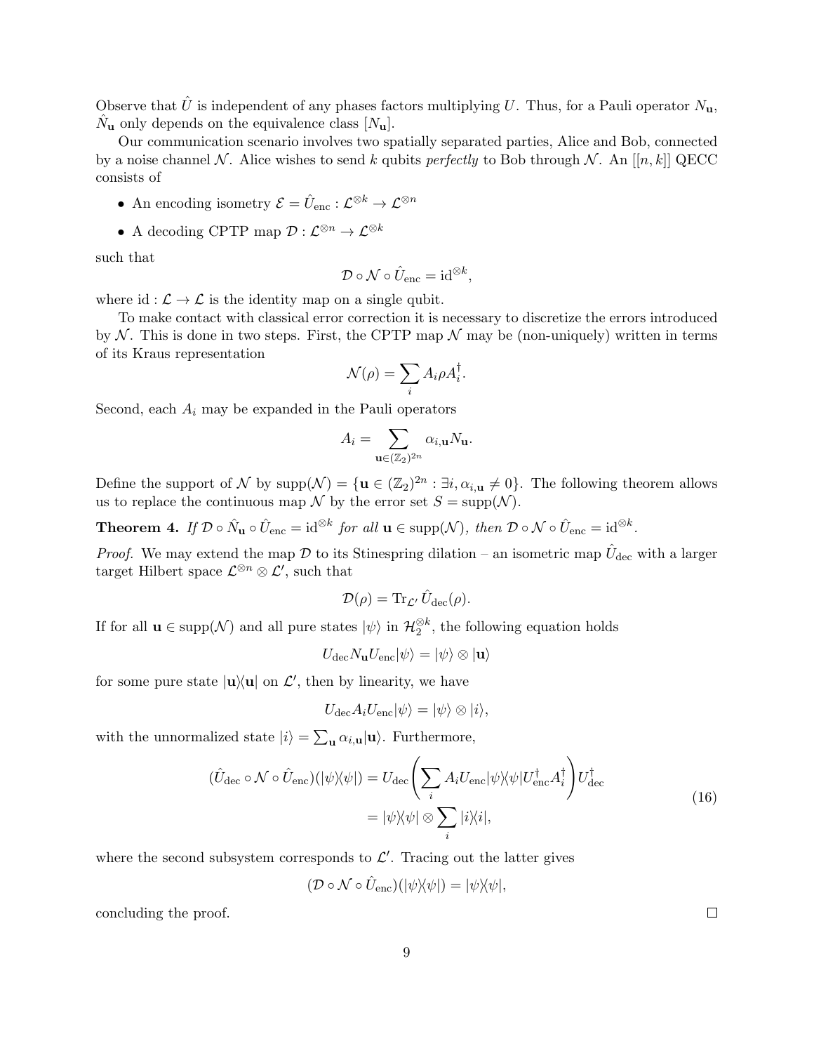Observe that $\hat{U}$ is independent of any phases factors multiplying $U$. Thus, for a Pauli operator $N_{\mathbf{u}}$, $\hat{N}_{\mathbf{u}}$ only depends on the equivalence class $[N_{\mathbf{u}}]$.

Our communication scenario involves two spatially separated parties, Alice and Bob, connected by a noise channel $\mathcal{N}$. Alice wishes to send $k$ qubits *perfectly* to Bob through $\mathcal{N}$. An $[[n,k]]$ QECC consists of

- An encoding isometry $\mathcal{E} = \hat{U}_{\text{enc}} : \mathcal{L}^{\otimes k} \to \mathcal{L}^{\otimes n}$
- A decoding CPTP map $\mathcal{D} : \mathcal{L}^{\otimes n} \to \mathcal{L}^{\otimes k}$

such that

$$\mathcal{D} \circ \mathcal{N} \circ \hat{U}_{\text{enc}} = \text{id}^{\otimes k},$$

where $\text{id} : \mathcal{L} \to \mathcal{L}$ is the identity map on a single qubit.

To make contact with classical error correction it is necessary to discretize the errors introduced by $\mathcal{N}$. This is done in two steps. First, the CPTP map $\mathcal{N}$ may be (non-uniquely) written in terms of its Kraus representation

$$\mathcal{N}(\rho) = \sum_i A_i \rho A_i^\dagger.$$

Second, each $A_i$ may be expanded in the Pauli operators

$$A_i = \sum_{\mathbf{u} \in (\mathbb{Z}_2)^{2n}} \alpha_{i,\mathbf{u}} N_{\mathbf{u}}.$$

Define the support of $\mathcal{N}$ by $\text{supp}(\mathcal{N}) = \{\mathbf{u} \in (\mathbb{Z}_2)^{2n} : \exists i, \alpha_{i,\mathbf{u}} \neq 0\}$. The following theorem allows us to replace the continuous map $\mathcal{N}$ by the error set $S = \text{supp}(\mathcal{N})$.

**Theorem 4.** *If $\mathcal{D} \circ \hat{N}_{\mathbf{u}} \circ \hat{U}_{\text{enc}} = \text{id}^{\otimes k}$ for all $\mathbf{u} \in \text{supp}(\mathcal{N})$, then $\mathcal{D} \circ \mathcal{N} \circ \hat{U}_{\text{enc}} = \text{id}^{\otimes k}$.*

*Proof.* We may extend the map $\mathcal{D}$ to its Stinespring dilation – an isometric map $\hat{U}_{\text{dec}}$ with a larger target Hilbert space $\mathcal{L}^{\otimes n} \otimes \mathcal{L}'$, such that

$$\mathcal{D}(\rho) = \text{Tr}_{\mathcal{L}'} \hat{U}_{\text{dec}}(\rho).$$

If for all $\mathbf{u} \in \text{supp}(\mathcal{N})$ and all pure states $|\psi\rangle$ in $\mathcal{H}_2^{\otimes k}$, the following equation holds

$$U_{\text{dec}} N_{\mathbf{u}} U_{\text{enc}} |\psi\rangle = |\psi\rangle \otimes |\mathbf{u}\rangle$$

for some pure state $|\mathbf{u}\rangle\langle\mathbf{u}|$ on $\mathcal{L}'$, then by linearity, we have

$$U_{\text{dec}} A_i U_{\text{enc}} |\psi\rangle = |\psi\rangle \otimes |i\rangle,$$

with the unnormalized state $|i\rangle = \sum_{\mathbf{u}} \alpha_{i,\mathbf{u}} |\mathbf{u}\rangle$. Furthermore,

$$\begin{aligned}(\hat{U}_{\text{dec}} \circ \mathcal{N} \circ \hat{U}_{\text{enc}})(|\psi\rangle\langle\psi|) &= U_{\text{dec}} \left( \sum_i A_i U_{\text{enc}} |\psi\rangle\langle\psi| U_{\text{enc}}^\dagger A_i^\dagger \right) U_{\text{dec}}^\dagger \\ &= |\psi\rangle\langle\psi| \otimes \sum_i |i\rangle\langle i|,\end{aligned} \tag{16}$$

where the second subsystem corresponds to $\mathcal{L}'$. Tracing out the latter gives

$$(\mathcal{D} \circ \mathcal{N} \circ \hat{U}_{\text{enc}})(|\psi\rangle\langle\psi|) = |\psi\rangle\langle\psi|,$$

concluding the proof. $\square$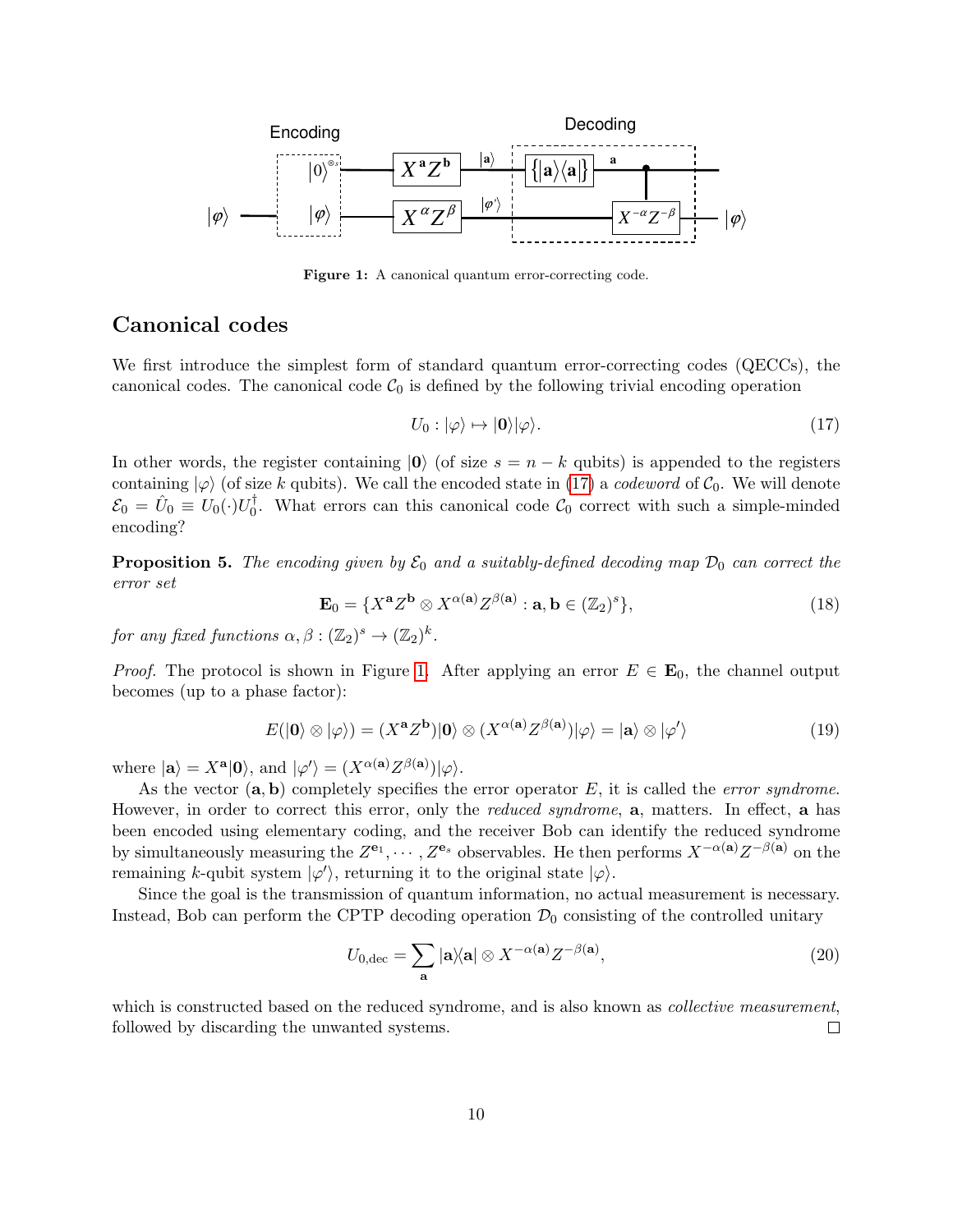Figure 1: A canonical quantum error-correcting code.

## Canonical codes

We first introduce the simplest form of standard quantum error-correcting codes (QECCs), the canonical codes. The canonical code $\mathcal{C}_0$ is defined by the following trivial encoding operation

$$U_0 : |\varphi\rangle \mapsto |\mathbf{0}\rangle|\varphi\rangle. \tag{17}$$

In other words, the register containing $|\mathbf{0}\rangle$ (of size $s = n - k$ qubits) is appended to the registers containing $|\varphi\rangle$ (of size $k$ qubits). We call the encoded state in (17) a *codeword* of $\mathcal{C}_0$. We will denote $\mathcal{E}_0 = \hat{U}_0 \equiv U_0(\cdot)U_0^\dagger$. What errors can this canonical code $\mathcal{C}_0$ correct with such a simple-minded encoding?

**Proposition 5.** *The encoding given by $\mathcal{E}_0$ and a suitably-defined decoding map $\mathcal{D}_0$ can correct the error set*

$$\mathbf{E}_0 = \{X^{\mathbf{a}}Z^{\mathbf{b}} \otimes X^{\alpha(\mathbf{a})}Z^{\beta(\mathbf{a})} : \mathbf{a}, \mathbf{b} \in (\mathbb{Z}_2)^s\}, \tag{18}$$

*for any fixed functions $\alpha, \beta : (\mathbb{Z}_2)^s \to (\mathbb{Z}_2)^k$.*

*Proof.* The protocol is shown in Figure 1. After applying an error $E \in \mathbf{E}_0$, the channel output becomes (up to a phase factor):

$$E(|\mathbf{0}\rangle \otimes |\varphi\rangle) = (X^{\mathbf{a}}Z^{\mathbf{b}})|\mathbf{0}\rangle \otimes (X^{\alpha(\mathbf{a})}Z^{\beta(\mathbf{a})})|\varphi\rangle = |\mathbf{a}\rangle \otimes |\varphi'\rangle \tag{19}$$

where $|\mathbf{a}\rangle = X^{\mathbf{a}}|\mathbf{0}\rangle$, and $|\varphi'\rangle = (X^{\alpha(\mathbf{a})}Z^{\beta(\mathbf{a})})|\varphi\rangle$.

As the vector $(\mathbf{a}, \mathbf{b})$ completely specifies the error operator $E$, it is called the *error syndrome*. However, in order to correct this error, only the *reduced syndrome*, $\mathbf{a}$, matters. In effect, $\mathbf{a}$ has been encoded using elementary coding, and the receiver Bob can identify the reduced syndrome by simultaneously measuring the $Z^{\mathbf{e}_1}, \cdots, Z^{\mathbf{e}_s}$ observables. He then performs $X^{-\alpha(\mathbf{a})}Z^{-\beta(\mathbf{a})}$ on the remaining $k$-qubit system $|\varphi'\rangle$, returning it to the original state $|\varphi\rangle$.

Since the goal is the transmission of quantum information, no actual measurement is necessary. Instead, Bob can perform the CPTP decoding operation $\mathcal{D}_0$ consisting of the controlled unitary

$$U_{0,\text{dec}} = \sum_{\mathbf{a}} |\mathbf{a}\rangle\langle\mathbf{a}| \otimes X^{-\alpha(\mathbf{a})}Z^{-\beta(\mathbf{a})}, \tag{20}$$

which is constructed based on the reduced syndrome, and is also known as *collective measurement*, followed by discarding the unwanted systems. □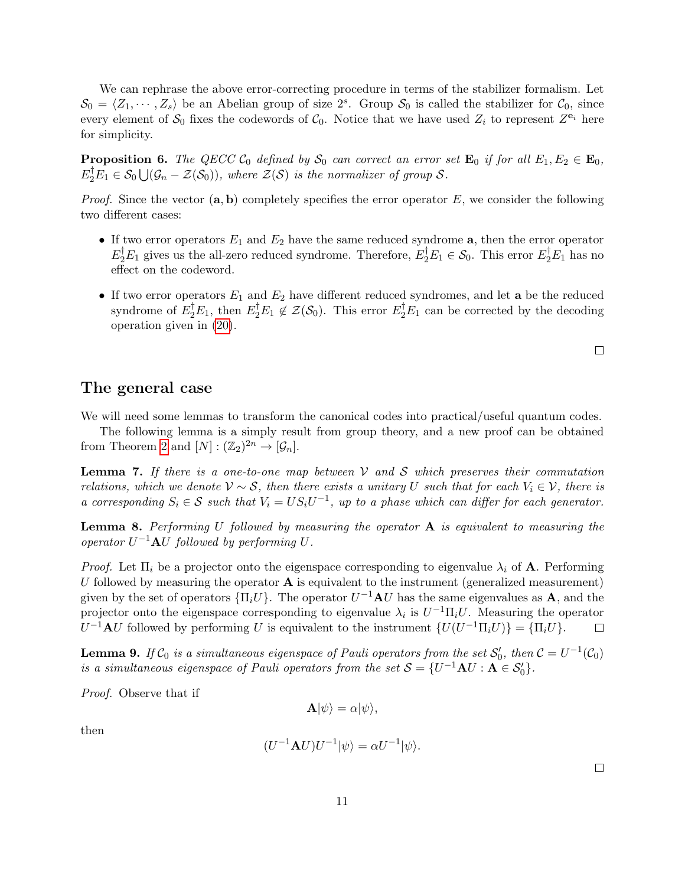We can rephrase the above error-correcting procedure in terms of the stabilizer formalism. Let $\mathcal{S}_0 = \langle Z_1, \cdots, Z_s \rangle$ be an Abelian group of size $2^s$. Group $\mathcal{S}_0$ is called the stabilizer for $\mathcal{C}_0$, since every element of $\mathcal{S}_0$ fixes the codewords of $\mathcal{C}_0$. Notice that we have used $Z_i$ to represent $Z^{\mathbf{e}_i}$ here for simplicity.

**Proposition 6.** *The QECC $\mathcal{C}_0$ defined by $\mathcal{S}_0$ can correct an error set $\mathbf{E}_0$ if for all $E_1, E_2 \in \mathbf{E}_0$, $E_2^\dagger E_1 \in \mathcal{S}_0 \bigcup (\mathcal{G}_n - \mathcal{Z}(\mathcal{S}_0))$, where $\mathcal{Z}(\mathcal{S})$ is the normalizer of group $\mathcal{S}$.*

*Proof.* Since the vector $(\mathbf{a}, \mathbf{b})$ completely specifies the error operator $E$, we consider the following two different cases:

- If two error operators $E_1$ and $E_2$ have the same reduced syndrome $\mathbf{a}$, then the error operator $E_2^\dagger E_1$ gives us the all-zero reduced syndrome. Therefore, $E_2^\dagger E_1 \in \mathcal{S}_0$. This error $E_2^\dagger E_1$ has no effect on the codeword.
- If two error operators $E_1$ and $E_2$ have different reduced syndromes, and let $\mathbf{a}$ be the reduced syndrome of $E_2^\dagger E_1$, then $E_2^\dagger E_1 \notin \mathcal{Z}(\mathcal{S}_0)$. This error $E_2^\dagger E_1$ can be corrected by the decoding operation given in (20).

□

## The general case

We will need some lemmas to transform the canonical codes into practical/useful quantum codes.

The following lemma is a simply result from group theory, and a new proof can be obtained from Theorem 2 and $[N] : (\mathbb{Z}_2)^{2n} \to [\mathcal{G}_n]$.

**Lemma 7.** *If there is a one-to-one map between $\mathcal{V}$ and $\mathcal{S}$ which preserves their commutation relations, which we denote $\mathcal{V} \sim \mathcal{S}$, then there exists a unitary $U$ such that for each $V_i \in \mathcal{V}$, there is a corresponding $S_i \in \mathcal{S}$ such that $V_i = US_iU^{-1}$, up to a phase which can differ for each generator.*

**Lemma 8.** *Performing $U$ followed by measuring the operator $\mathbf{A}$ is equivalent to measuring the operator $U^{-1}\mathbf{A}U$ followed by performing $U$.*

*Proof.* Let $\Pi_i$ be a projector onto the eigenspace corresponding to eigenvalue $\lambda_i$ of $\mathbf{A}$. Performing $U$ followed by measuring the operator $\mathbf{A}$ is equivalent to the instrument (generalized measurement) given by the set of operators $\{\Pi_i U\}$. The operator $U^{-1}\mathbf{A}U$ has the same eigenvalues as $\mathbf{A}$, and the projector onto the eigenspace corresponding to eigenvalue $\lambda_i$ is $U^{-1}\Pi_i U$. Measuring the operator $U^{-1}\mathbf{A}U$ followed by performing $U$ is equivalent to the instrument $\{U(U^{-1}\Pi_i U)\} = \{\Pi_i U\}$. □

**Lemma 9.** *If $\mathcal{C}_0$ is a simultaneous eigenspace of Pauli operators from the set $\mathcal{S}_0'$, then $\mathcal{C} = U^{-1}(\mathcal{C}_0)$ is a simultaneous eigenspace of Pauli operators from the set $\mathcal{S} = \{U^{-1}\mathbf{A}U : \mathbf{A} \in \mathcal{S}_0'\}$.*

*Proof.* Observe that if

$$\mathbf{A}|\psi\rangle = \alpha|\psi\rangle,$$

then

$$(U^{-1}\mathbf{A}U)U^{-1}|\psi\rangle = \alpha U^{-1}|\psi\rangle.$$

□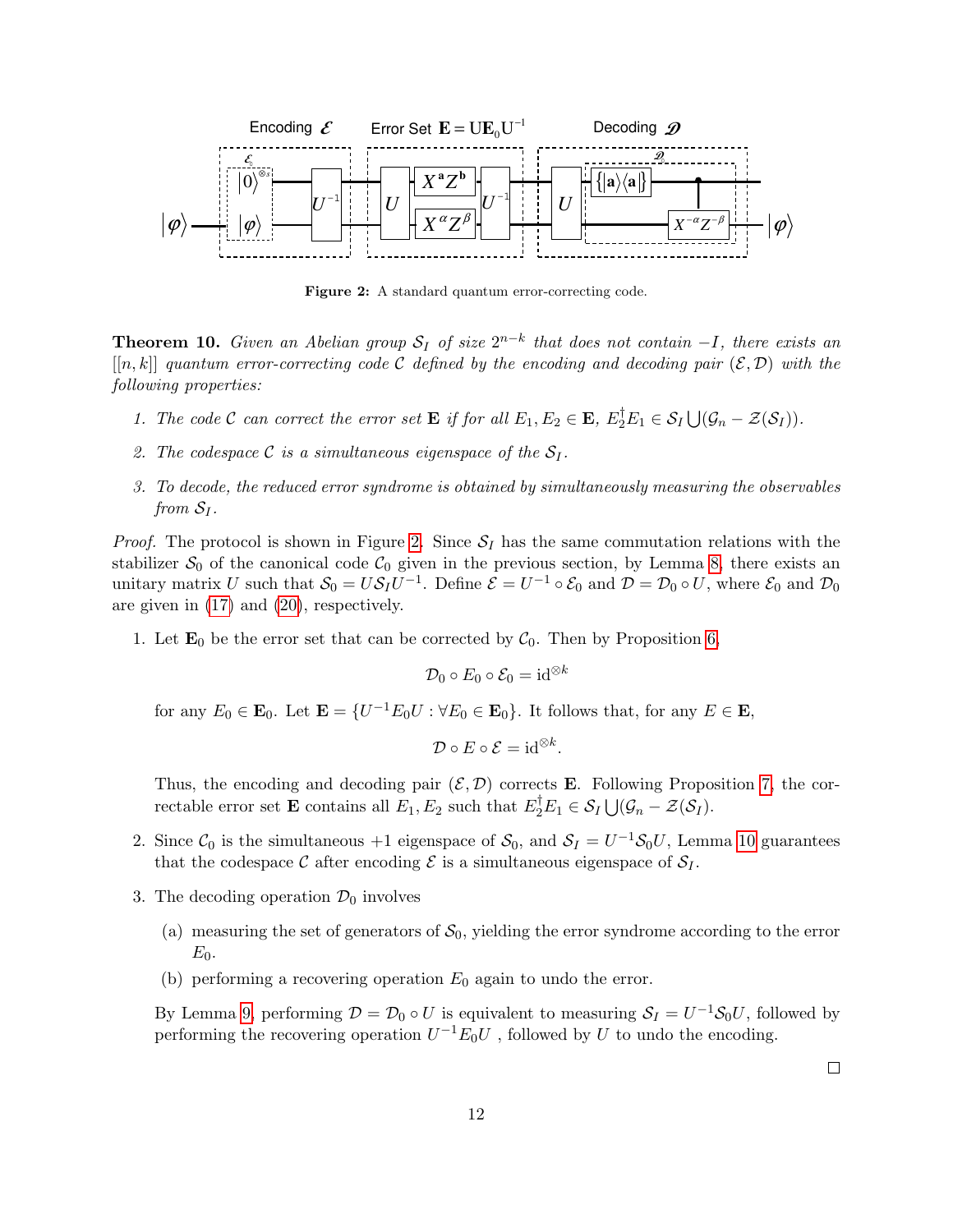Figure 2: A standard quantum error-correcting code.

**Theorem 10.** *Given an Abelian group $\mathcal{S}_I$ of size $2^{n-k}$ that does not contain $-I$, there exists an $[[n,k]]$ quantum error-correcting code $\mathcal{C}$ defined by the encoding and decoding pair $(\mathcal{E},\mathcal{D})$ with the following properties:*

1. *The code $\mathcal{C}$ can correct the error set $\mathbf{E}$ if for all $E_1, E_2 \in \mathbf{E}$, $E_2^\dagger E_1 \in \mathcal{S}_I \bigcup (\mathcal{G}_n - \mathcal{Z}(\mathcal{S}_I))$.*
2. *The codespace $\mathcal{C}$ is a simultaneous eigenspace of the $\mathcal{S}_I$.*
3. *To decode, the reduced error syndrome is obtained by simultaneously measuring the observables from $\mathcal{S}_I$.*

*Proof.* The protocol is shown in Figure 2. Since $\mathcal{S}_I$ has the same commutation relations with the stabilizer $\mathcal{S}_0$ of the canonical code $\mathcal{C}_0$ given in the previous section, by Lemma 8, there exists an unitary matrix $U$ such that $\mathcal{S}_0 = U\mathcal{S}_I U^{-1}$. Define $\mathcal{E} = U^{-1} \circ \mathcal{E}_0$ and $\mathcal{D} = \mathcal{D}_0 \circ U$, where $\mathcal{E}_0$ and $\mathcal{D}_0$ are given in (17) and (20), respectively.

1. Let $\mathbf{E}_0$ be the error set that can be corrected by $\mathcal{C}_0$. Then by Proposition 6,
$$\mathcal{D}_0 \circ E_0 \circ \mathcal{E}_0 = \mathrm{id}^{\otimes k}$$
for any $E_0 \in \mathbf{E}_0$. Let $\mathbf{E} = \{U^{-1}E_0 U : \forall E_0 \in \mathbf{E}_0\}$. It follows that, for any $E \in \mathbf{E}$,
$$\mathcal{D} \circ E \circ \mathcal{E} = \mathrm{id}^{\otimes k}.$$
Thus, the encoding and decoding pair $(\mathcal{E},\mathcal{D})$ corrects $\mathbf{E}$. Following Proposition 7, the correctable error set $\mathbf{E}$ contains all $E_1, E_2$ such that $E_2^\dagger E_1 \in \mathcal{S}_I \bigcup (\mathcal{G}_n - \mathcal{Z}(\mathcal{S}_I))$.

2. Since $\mathcal{C}_0$ is the simultaneous $+1$ eigenspace of $\mathcal{S}_0$, and $\mathcal{S}_I = U^{-1}\mathcal{S}_0 U$, Lemma 10 guarantees that the codespace $\mathcal{C}$ after encoding $\mathcal{E}$ is a simultaneous eigenspace of $\mathcal{S}_I$.

3. The decoding operation $\mathcal{D}_0$ involves

   (a) measuring the set of generators of $\mathcal{S}_0$, yielding the error syndrome according to the error $E_0$.

   (b) performing a recovering operation $E_0$ again to undo the error.

   By Lemma 9, performing $\mathcal{D} = \mathcal{D}_0 \circ U$ is equivalent to measuring $\mathcal{S}_I = U^{-1}\mathcal{S}_0 U$, followed by performing the recovering operation $U^{-1}E_0 U$ , followed by $U$ to undo the encoding.

□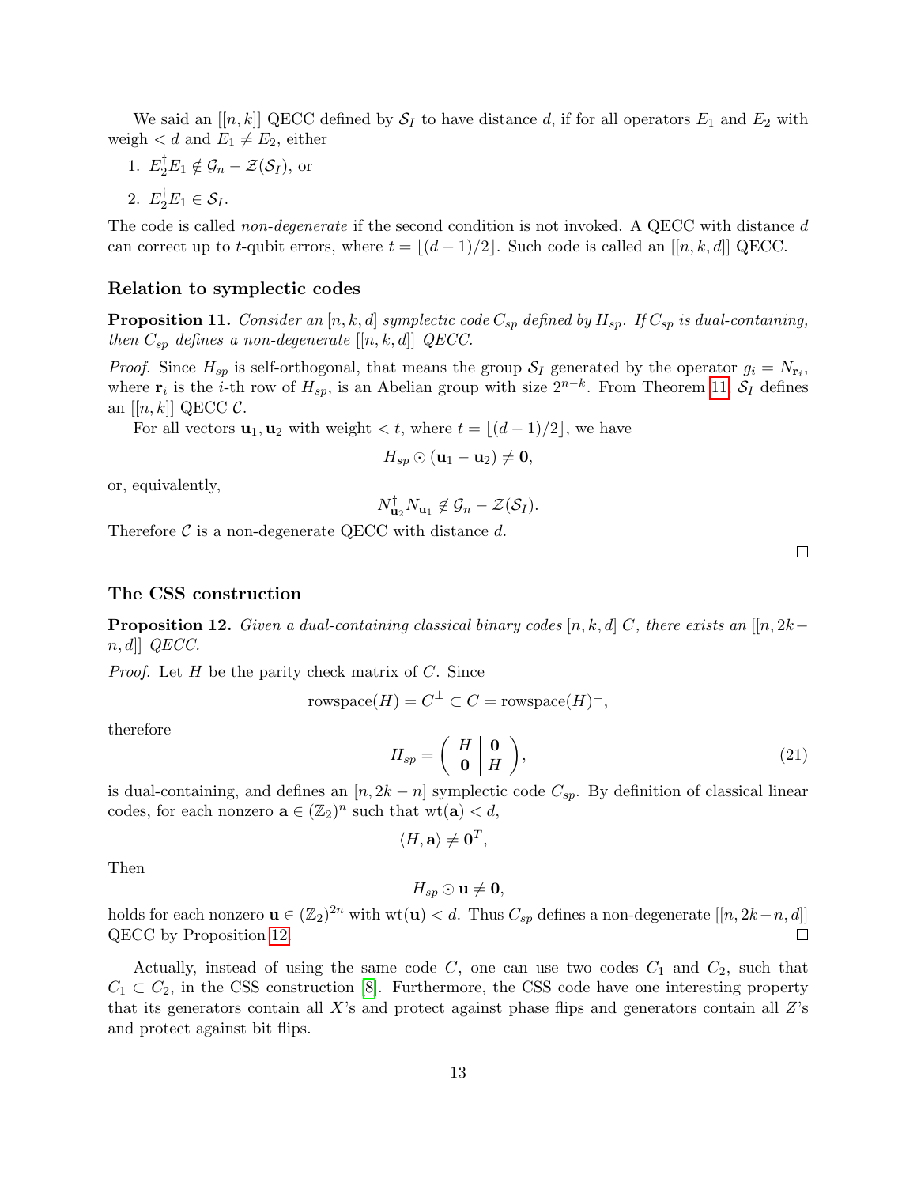We said an $[[n, k]]$ QECC defined by $\mathcal{S}_I$ to have distance $d$, if for all operators $E_1$ and $E_2$ with weigh $< d$ and $E_1 \neq E_2$, either

1. $E_2^\dagger E_1 \notin \mathcal{G}_n - \mathcal{Z}(\mathcal{S}_I)$, or
2. $E_2^\dagger E_1 \in \mathcal{S}_I$.

The code is called *non-degenerate* if the second condition is not invoked. A QECC with distance $d$ can correct up to $t$-qubit errors, where $t = \lfloor (d-1)/2 \rfloor$. Such code is called an $[[n, k, d]]$ QECC.

### Relation to symplectic codes

**Proposition 11.** *Consider an $[n, k, d]$ symplectic code $C_{sp}$ defined by $H_{sp}$. If $C_{sp}$ is dual-containing, then $C_{sp}$ defines a non-degenerate $[[n, k, d]]$ QECC.*

*Proof.* Since $H_{sp}$ is self-orthogonal, that means the group $\mathcal{S}_I$ generated by the operator $g_i = N_{\mathbf{r}_i}$, where $\mathbf{r}_i$ is the $i$-th row of $H_{sp}$, is an Abelian group with size $2^{n-k}$. From Theorem 11, $\mathcal{S}_I$ defines an $[[n, k]]$ QECC $\mathcal{C}$.

For all vectors $\mathbf{u}_1, \mathbf{u}_2$ with weight $< t$, where $t = \lfloor (d-1)/2 \rfloor$, we have

$$H_{sp} \odot (\mathbf{u}_1 - \mathbf{u}_2) \neq \mathbf{0},$$

or, equivalently,

$$N_{\mathbf{u}_2}^\dagger N_{\mathbf{u}_1} \notin \mathcal{G}_n - \mathcal{Z}(\mathcal{S}_I).$$

Therefore $\mathcal{C}$ is a non-degenerate QECC with distance $d$. $\square$

### The CSS construction

**Proposition 12.** *Given a dual-containing classical binary codes $[n, k, d]$ $C$, there exists an $[[n, 2k-n, d]]$ QECC.*

*Proof.* Let $H$ be the parity check matrix of $C$. Since

$$\text{rowspace}(H) = C^\perp \subset C = \text{rowspace}(H)^\perp,$$

therefore

$$H_{sp} = \left( \begin{array}{c|c} H & \mathbf{0} \\ \mathbf{0} & H \end{array} \right), \tag{21}$$

is dual-containing, and defines an $[n, 2k-n]$ symplectic code $C_{sp}$. By definition of classical linear codes, for each nonzero $\mathbf{a} \in (\mathbb{Z}_2)^n$ such that $\text{wt}(\mathbf{a}) < d$,

$$\langle H, \mathbf{a} \rangle \neq \mathbf{0}^T,$$

Then

$$H_{sp} \odot \mathbf{u} \neq \mathbf{0},$$

holds for each nonzero $\mathbf{u} \in (\mathbb{Z}_2)^{2n}$ with $\text{wt}(\mathbf{u}) < d$. Thus $C_{sp}$ defines a non-degenerate $[[n, 2k-n, d]]$ QECC by Proposition 12. $\square$

Actually, instead of using the same code $C$, one can use two codes $C_1$ and $C_2$, such that $C_1 \subset C_2$, in the CSS construction [8]. Furthermore, the CSS code have one interesting property that its generators contain all $X$'s and protect against phase flips and generators contain all $Z$'s and protect against bit flips.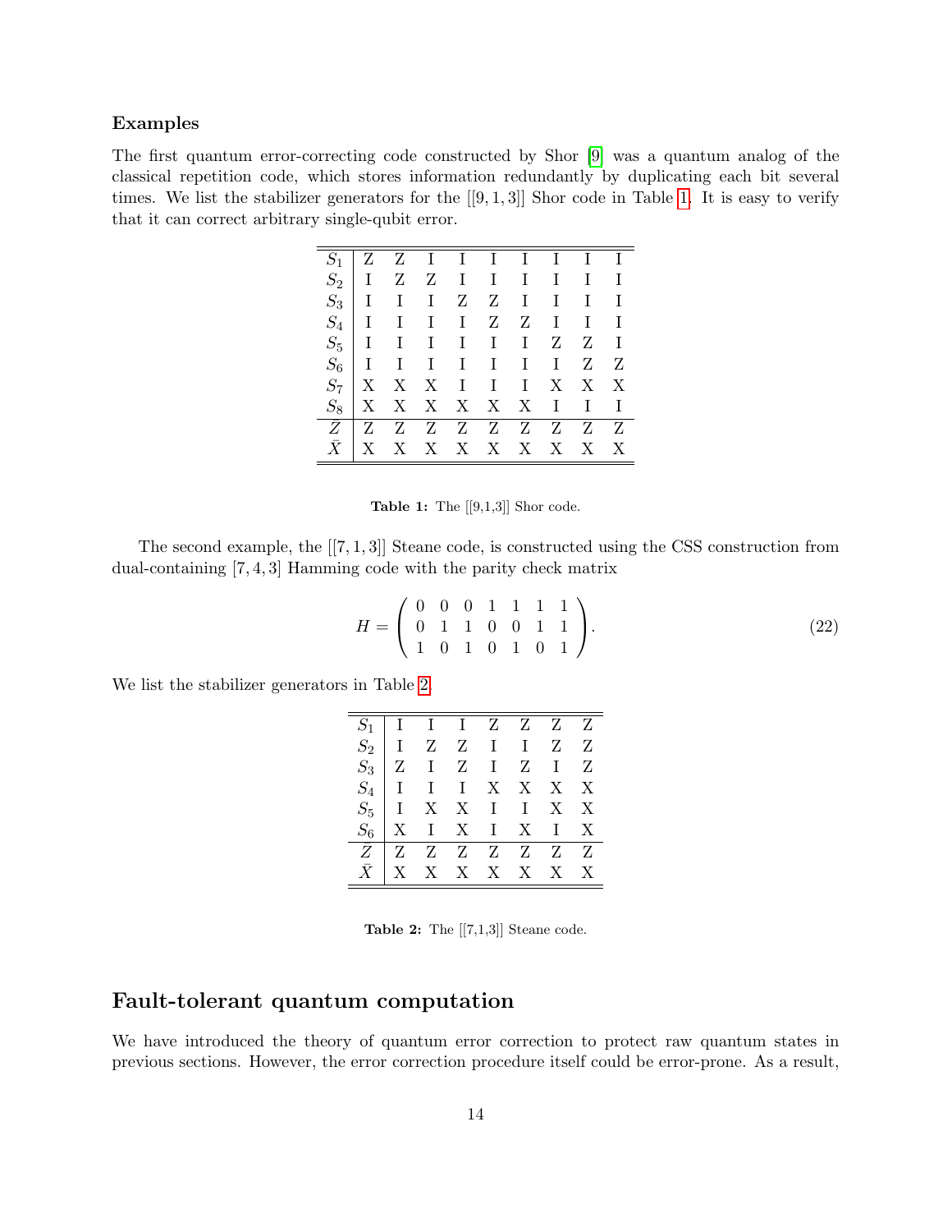### Examples

The first quantum error-correcting code constructed by Shor [9] was a quantum analog of the classical repetition code, which stores information redundantly by duplicating each bit several times. We list the stabilizer generators for the [[9, 1, 3]] Shor code in Table 1. It is easy to verify that it can correct arbitrary single-qubit error.

| | | | | | | | | | |
|---|---|---|---|---|---|---|---|---|---|
| $S_1$ | Z | Z | I | I | I | I | I | I | I |
| $S_2$ | I | Z | Z | I | I | I | I | I | I |
| $S_3$ | I | I | I | Z | Z | I | I | I | I |
| $S_4$ | I | I | I | I | Z | Z | I | I | I |
| $S_5$ | I | I | I | I | I | I | Z | Z | I |
| $S_6$ | I | I | I | I | I | I | I | Z | Z |
| $S_7$ | X | X | X | I | I | I | X | X | X |
| $S_8$ | X | X | X | X | X | X | I | I | I |
| $\bar{Z}$ | Z | Z | Z | Z | Z | Z | Z | Z | Z |
| $\bar{X}$ | X | X | X | X | X | X | X | X | X |

**Table 1:** The [[9,1,3]] Shor code.

The second example, the [[7, 1, 3]] Steane code, is constructed using the CSS construction from dual-containing [7, 4, 3] Hamming code with the parity check matrix

$$H = \begin{pmatrix} 0 & 0 & 0 & 1 & 1 & 1 & 1 \\ 0 & 1 & 1 & 0 & 0 & 1 & 1 \\ 1 & 0 & 1 & 0 & 1 & 0 & 1 \end{pmatrix}. \tag{22}$$

We list the stabilizer generators in Table 2.

| | | | | | | | |
|---|---|---|---|---|---|---|---|
| $S_1$ | I | I | I | Z | Z | Z | Z |
| $S_2$ | I | Z | Z | I | I | Z | Z |
| $S_3$ | Z | I | Z | I | Z | I | Z |
| $S_4$ | I | I | I | X | X | X | X |
| $S_5$ | I | X | X | I | I | X | X |
| $S_6$ | X | I | X | I | X | I | X |
| $\bar{Z}$ | Z | Z | Z | Z | Z | Z | Z |
| $\bar{X}$ | X | X | X | X | X | X | X |

**Table 2:** The [[7,1,3]] Steane code.

## Fault-tolerant quantum computation

We have introduced the theory of quantum error correction to protect raw quantum states in previous sections. However, the error correction procedure itself could be error-prone. As a result,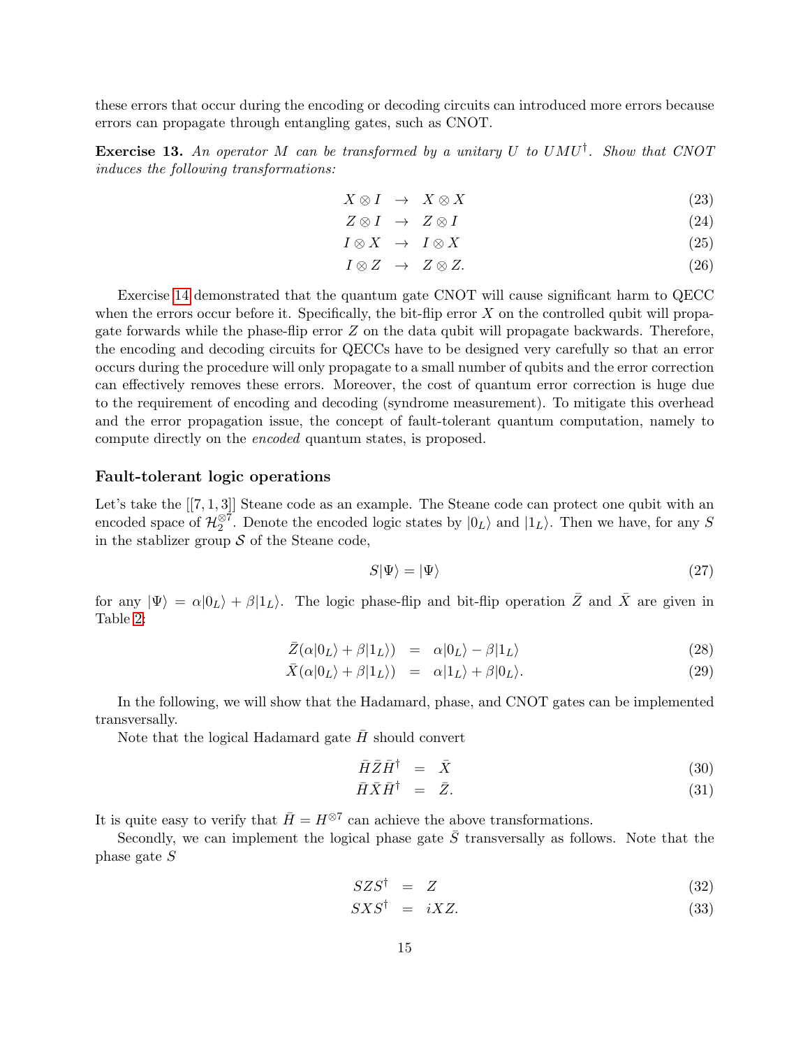these errors that occur during the encoding or decoding circuits can introduced more errors because errors can propagate through entangling gates, such as CNOT.

**Exercise 13.** *An operator $M$ can be transformed by a unitary $U$ to $UMU^\dagger$. Show that CNOT induces the following transformations:*

$$
\begin{aligned}
X \otimes I &\rightarrow X \otimes X & (23)\\
Z \otimes I &\rightarrow Z \otimes I & (24)\\
I \otimes X &\rightarrow I \otimes X & (25)\\
I \otimes Z &\rightarrow Z \otimes Z. & (26)
\end{aligned}
$$

Exercise 14 demonstrated that the quantum gate CNOT will cause significant harm to QECC when the errors occur before it. Specifically, the bit-flip error $X$ on the controlled qubit will propagate forwards while the phase-flip error $Z$ on the data qubit will propagate backwards. Therefore, the encoding and decoding circuits for QECCs have to be designed very carefully so that an error occurs during the procedure will only propagate to a small number of qubits and the error correction can effectively removes these errors. Moreover, the cost of quantum error correction is huge due to the requirement of encoding and decoding (syndrome measurement). To mitigate this overhead and the error propagation issue, the concept of fault-tolerant quantum computation, namely to compute directly on the *encoded* quantum states, is proposed.

### Fault-tolerant logic operations

Let's take the $[[7, 1, 3]]$ Steane code as an example. The Steane code can protect one qubit with an encoded space of $\mathcal{H}_2^{\otimes 7}$. Denote the encoded logic states by $|0_L\rangle$ and $|1_L\rangle$. Then we have, for any $S$ in the stablizer group $\mathcal{S}$ of the Steane code,

$$S|\Psi\rangle = |\Psi\rangle \tag{27}$$

for any $|\Psi\rangle = \alpha|0_L\rangle + \beta|1_L\rangle$. The logic phase-flip and bit-flip operation $\bar{Z}$ and $\bar{X}$ are given in Table 2:

$$
\begin{aligned}
\bar{Z}(\alpha|0_L\rangle + \beta|1_L\rangle) &= \alpha|0_L\rangle - \beta|1_L\rangle & (28)\\
\bar{X}(\alpha|0_L\rangle + \beta|1_L\rangle) &= \alpha|1_L\rangle + \beta|0_L\rangle. & (29)
\end{aligned}
$$

In the following, we will show that the Hadamard, phase, and CNOT gates can be implemented transversally.

Note that the logical Hadamard gate $\bar{H}$ should convert

$$
\begin{aligned}
\bar{H}\bar{Z}\bar{H}^\dagger &= \bar{X} & (30)\\
\bar{H}\bar{X}\bar{H}^\dagger &= \bar{Z}. & (31)
\end{aligned}
$$

It is quite easy to verify that $\bar{H} = H^{\otimes 7}$ can achieve the above transformations.

Secondly, we can implement the logical phase gate $\bar{S}$ transversally as follows. Note that the phase gate $S$

$$
\begin{aligned}
SZS^\dagger &= Z & (32)\\
SXS^\dagger &= iXZ. & (33)
\end{aligned}
$$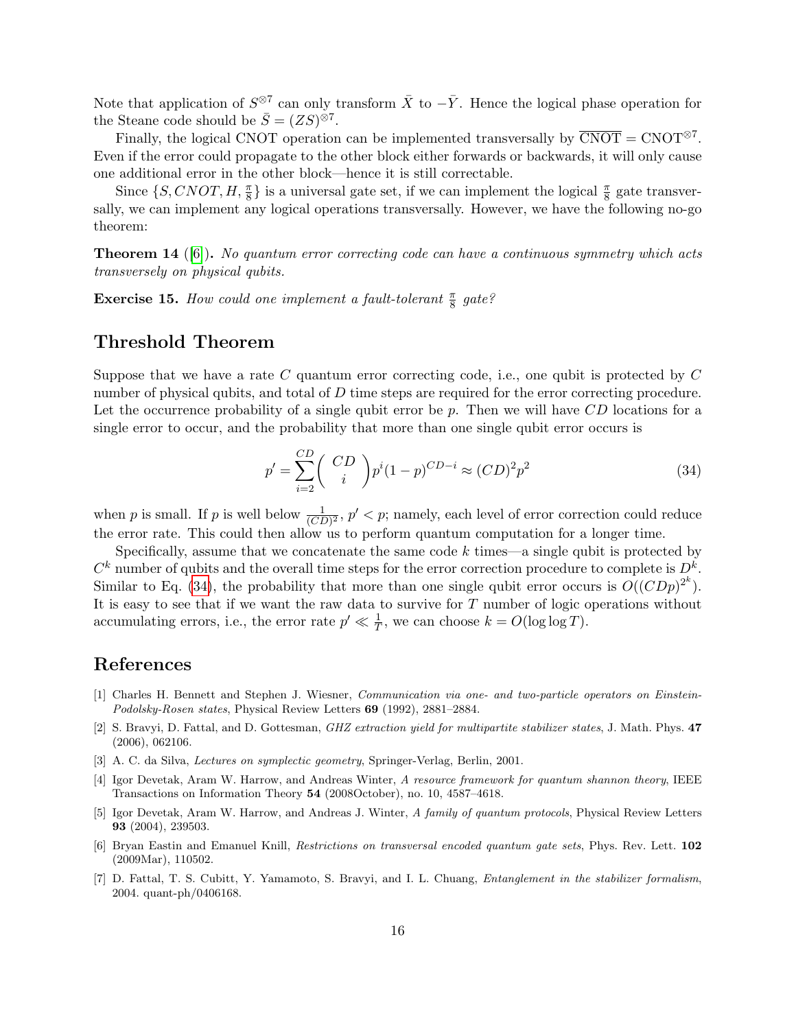Note that application of $S^{\otimes 7}$ can only transform $\bar{X}$ to $-\bar{Y}$. Hence the logical phase operation for the Steane code should be $\bar{S} = (ZS)^{\otimes 7}$.

Finally, the logical CNOT operation can be implemented transversally by $\overline{\text{CNOT}} = \text{CNOT}^{\otimes 7}$. Even if the error could propagate to the other block either forwards or backwards, it will only cause one additional error in the other block—hence it is still correctable.

Since $\{S, CNOT, H, \frac{\pi}{8}\}$ is a universal gate set, if we can implement the logical $\frac{\pi}{8}$ gate transversally, we can implement any logical operations transversally. However, we have the following no-go theorem:

**Theorem 14** ([6])**.** *No quantum error correcting code can have a continuous symmetry which acts transversely on physical qubits.*

**Exercise 15.** *How could one implement a fault-tolerant $\frac{\pi}{8}$ gate?*

## Threshold Theorem

Suppose that we have a rate $C$ quantum error correcting code, i.e., one qubit is protected by $C$ number of physical qubits, and total of $D$ time steps are required for the error correcting procedure. Let the occurrence probability of a single qubit error be $p$. Then we will have $CD$ locations for a single error to occur, and the probability that more than one single qubit error occurs is

$$p' = \sum_{i=2}^{CD} \binom{CD}{i} p^i (1-p)^{CD-i} \approx (CD)^2 p^2 \tag{34}$$

when $p$ is small. If $p$ is well below $\frac{1}{(CD)^2}$, $p' < p$; namely, each level of error correction could reduce the error rate. This could then allow us to perform quantum computation for a longer time.

Specifically, assume that we concatenate the same code $k$ times—a single qubit is protected by $C^k$ number of qubits and the overall time steps for the error correction procedure to complete is $D^k$. Similar to Eq. (34), the probability that more than one single qubit error occurs is $O((CDp)^{2^k})$. It is easy to see that if we want the raw data to survive for $T$ number of logic operations without accumulating errors, i.e., the error rate $p' \ll \frac{1}{T}$, we can choose $k = O(\log \log T)$.

## References

[1] Charles H. Bennett and Stephen J. Wiesner, *Communication via one- and two-particle operators on Einstein-Podolsky-Rosen states*, Physical Review Letters **69** (1992), 2881–2884.

[2] S. Bravyi, D. Fattal, and D. Gottesman, *GHZ extraction yield for multipartite stabilizer states*, J. Math. Phys. **47** (2006), 062106.

[3] A. C. da Silva, *Lectures on symplectic geometry*, Springer-Verlag, Berlin, 2001.

[4] Igor Devetak, Aram W. Harrow, and Andreas Winter, *A resource framework for quantum shannon theory*, IEEE Transactions on Information Theory **54** (2008October), no. 10, 4587–4618.

[5] Igor Devetak, Aram W. Harrow, and Andreas J. Winter, *A family of quantum protocols*, Physical Review Letters **93** (2004), 239503.

[6] Bryan Eastin and Emanuel Knill, *Restrictions on transversal encoded quantum gate sets*, Phys. Rev. Lett. **102** (2009Mar), 110502.

[7] D. Fattal, T. S. Cubitt, Y. Yamamoto, S. Bravyi, and I. L. Chuang, *Entanglement in the stabilizer formalism*, 2004. quant-ph/0406168.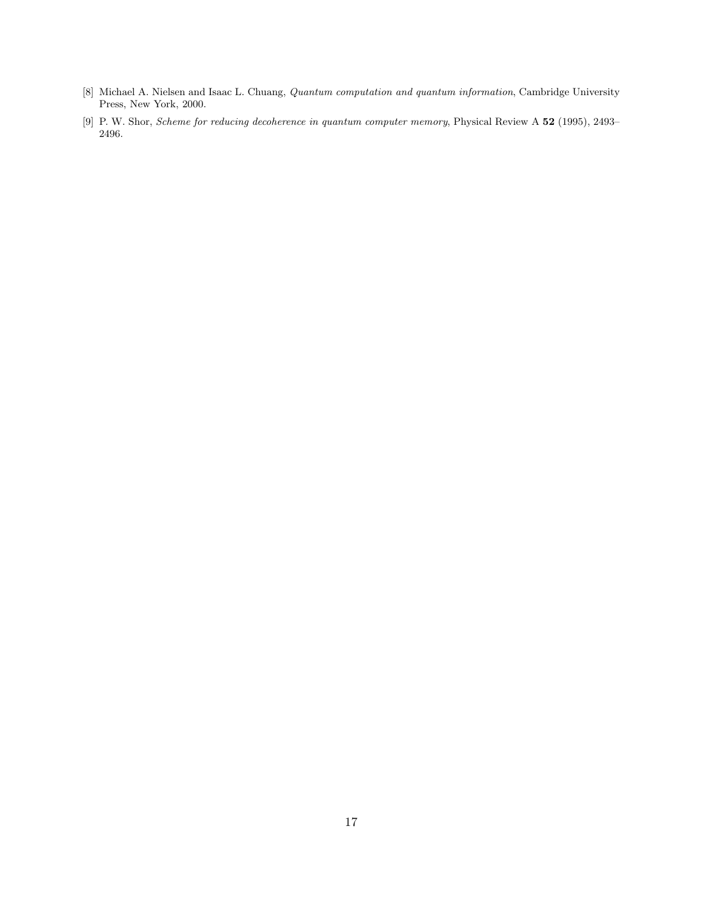[8] Michael A. Nielsen and Isaac L. Chuang, *Quantum computation and quantum information*, Cambridge University Press, New York, 2000.

[9] P. W. Shor, *Scheme for reducing decoherence in quantum computer memory*, Physical Review A **52** (1995), 2493–2496.